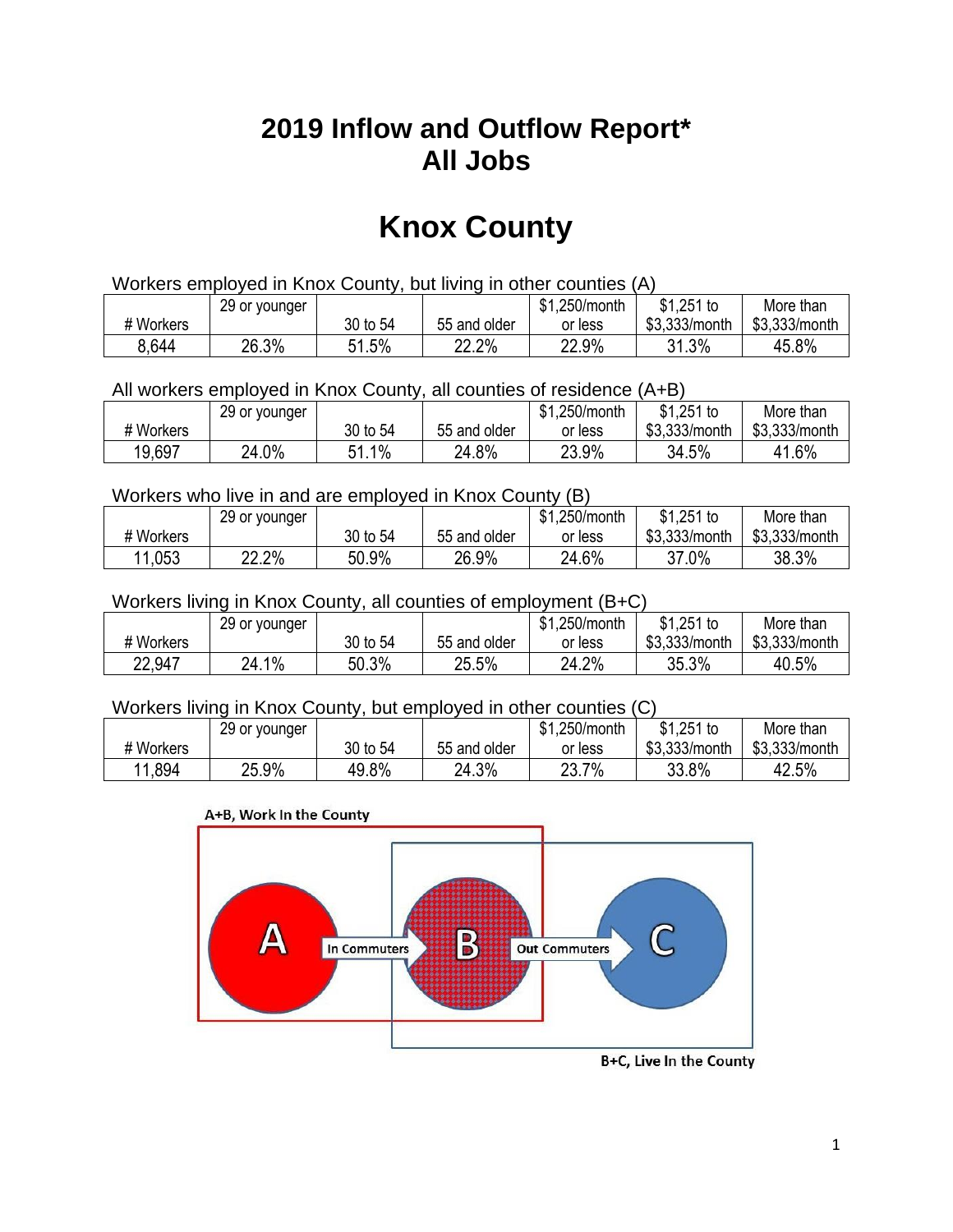# 2019 Inflow and Outflow Report*
# All Jobs

# Knox County

Workers employed in Knox County, but living in other counties (A)

| # Workers | 29 or younger | 30 to 54 | 55 and older | $1,250/month or less | $1,251 to $3,333/month | More than $3,333/month |
|---|---|---|---|---|---|---|
| 8,644 | 26.3% | 51.5% | 22.2% | 22.9% | 31.3% | 45.8% |

All workers employed in Knox County, all counties of residence (A+B)

| # Workers | 29 or younger | 30 to 54 | 55 and older | $1,250/month or less | $1,251 to $3,333/month | More than $3,333/month |
|---|---|---|---|---|---|---|
| 19,697 | 24.0% | 51.1% | 24.8% | 23.9% | 34.5% | 41.6% |

Workers who live in and are employed in Knox County (B)

| # Workers | 29 or younger | 30 to 54 | 55 and older | $1,250/month or less | $1,251 to $3,333/month | More than $3,333/month |
|---|---|---|---|---|---|---|
| 11,053 | 22.2% | 50.9% | 26.9% | 24.6% | 37.0% | 38.3% |

Workers living in Knox County, all counties of employment (B+C)

| # Workers | 29 or younger | 30 to 54 | 55 and older | $1,250/month or less | $1,251 to $3,333/month | More than $3,333/month |
|---|---|---|---|---|---|---|
| 22,947 | 24.1% | 50.3% | 25.5% | 24.2% | 35.3% | 40.5% |

Workers living in Knox County, but employed in other counties (C)

| # Workers | 29 or younger | 30 to 54 | 55 and older | $1,250/month or less | $1,251 to $3,333/month | More than $3,333/month |
|---|---|---|---|---|---|---|
| 11,894 | 25.9% | 49.8% | 24.3% | 23.7% | 33.8% | 42.5% |

A+B, Work In the County

A — In Commuters → B — Out Commuters → C

B+C, Live In the County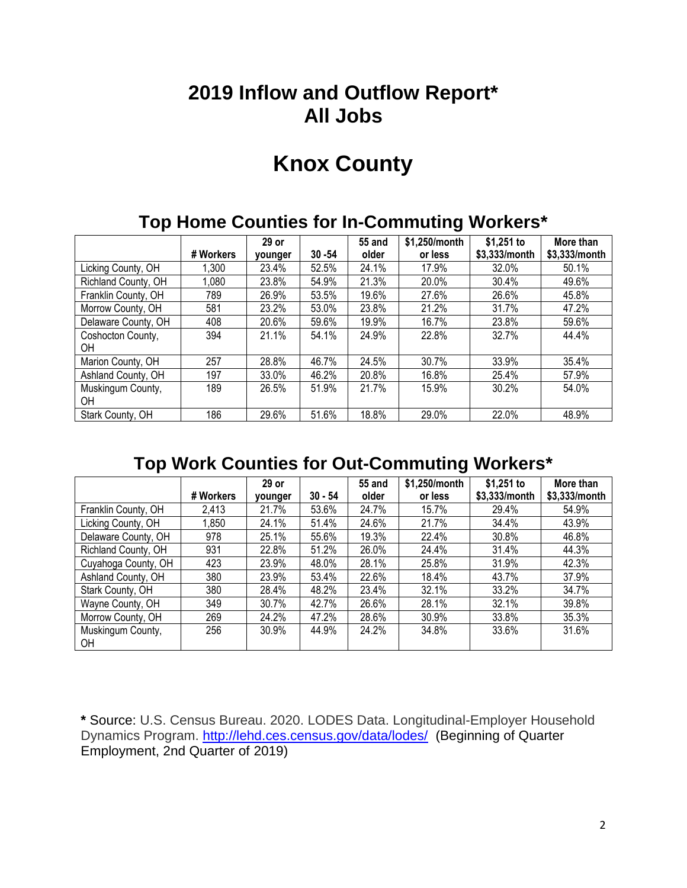# 2019 Inflow and Outflow Report*
# All Jobs

# Knox County

## Top Home Counties for In-Commuting Workers*

| | # Workers | 29 or younger | 30 -54 | 55 and older | $1,250/month or less | $1,251 to $3,333/month | More than $3,333/month |
|---|---|---|---|---|---|---|---|
| Licking County, OH | 1,300 | 23.4% | 52.5% | 24.1% | 17.9% | 32.0% | 50.1% |
| Richland County, OH | 1,080 | 23.8% | 54.9% | 21.3% | 20.0% | 30.4% | 49.6% |
| Franklin County, OH | 789 | 26.9% | 53.5% | 19.6% | 27.6% | 26.6% | 45.8% |
| Morrow County, OH | 581 | 23.2% | 53.0% | 23.8% | 21.2% | 31.7% | 47.2% |
| Delaware County, OH | 408 | 20.6% | 59.6% | 19.9% | 16.7% | 23.8% | 59.6% |
| Coshocton County, OH | 394 | 21.1% | 54.1% | 24.9% | 22.8% | 32.7% | 44.4% |
| Marion County, OH | 257 | 28.8% | 46.7% | 24.5% | 30.7% | 33.9% | 35.4% |
| Ashland County, OH | 197 | 33.0% | 46.2% | 20.8% | 16.8% | 25.4% | 57.9% |
| Muskingum County, OH | 189 | 26.5% | 51.9% | 21.7% | 15.9% | 30.2% | 54.0% |
| Stark County, OH | 186 | 29.6% | 51.6% | 18.8% | 29.0% | 22.0% | 48.9% |

## Top Work Counties for Out-Commuting Workers*

| | # Workers | 29 or younger | 30 - 54 | 55 and older | $1,250/month or less | $1,251 to $3,333/month | More than $3,333/month |
|---|---|---|---|---|---|---|---|
| Franklin County, OH | 2,413 | 21.7% | 53.6% | 24.7% | 15.7% | 29.4% | 54.9% |
| Licking County, OH | 1,850 | 24.1% | 51.4% | 24.6% | 21.7% | 34.4% | 43.9% |
| Delaware County, OH | 978 | 25.1% | 55.6% | 19.3% | 22.4% | 30.8% | 46.8% |
| Richland County, OH | 931 | 22.8% | 51.2% | 26.0% | 24.4% | 31.4% | 44.3% |
| Cuyahoga County, OH | 423 | 23.9% | 48.0% | 28.1% | 25.8% | 31.9% | 42.3% |
| Ashland County, OH | 380 | 23.9% | 53.4% | 22.6% | 18.4% | 43.7% | 37.9% |
| Stark County, OH | 380 | 28.4% | 48.2% | 23.4% | 32.1% | 33.2% | 34.7% |
| Wayne County, OH | 349 | 30.7% | 42.7% | 26.6% | 28.1% | 32.1% | 39.8% |
| Morrow County, OH | 269 | 24.2% | 47.2% | 28.6% | 30.9% | 33.8% | 35.3% |
| Muskingum County, OH | 256 | 30.9% | 44.9% | 24.2% | 34.8% | 33.6% | 31.6% |

**\*** Source: U.S. Census Bureau. 2020. LODES Data. Longitudinal-Employer Household Dynamics Program. http://lehd.ces.census.gov/data/lodes/ (Beginning of Quarter Employment, 2nd Quarter of 2019)